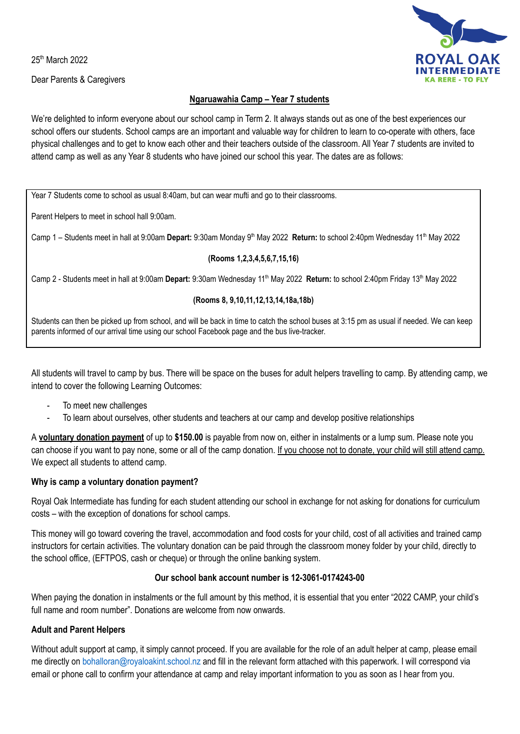25th March 2022

Dear Parents & Caregivers

ROYAL OAK INTERMEDIATE
KA RERE - TO FLY

## Ngaruawahia Camp – Year 7 students

We're delighted to inform everyone about our school camp in Term 2. It always stands out as one of the best experiences our school offers our students. School camps are an important and valuable way for children to learn to co-operate with others, face physical challenges and to get to know each other and their teachers outside of the classroom. All Year 7 students are invited to attend camp as well as any Year 8 students who have joined our school this year. The dates are as follows:

Year 7 Students come to school as usual 8:40am, but can wear mufti and go to their classrooms.

Parent Helpers to meet in school hall 9:00am.

Camp 1 – Students meet in hall at 9:00am **Depart:** 9:30am Monday 9th May 2022 **Return:** to school 2:40pm Wednesday 11th May 2022

**(Rooms 1,2,3,4,5,6,7,15,16)**

Camp 2 - Students meet in hall at 9:00am **Depart:** 9:30am Wednesday 11th May 2022 **Return:** to school 2:40pm Friday 13th May 2022

**(Rooms 8, 9,10,11,12,13,14,18a,18b)**

Students can then be picked up from school, and will be back in time to catch the school buses at 3:15 pm as usual if needed. We can keep parents informed of our arrival time using our school Facebook page and the bus live-tracker.

All students will travel to camp by bus. There will be space on the buses for adult helpers travelling to camp. By attending camp, we intend to cover the following Learning Outcomes:

- To meet new challenges
- To learn about ourselves, other students and teachers at our camp and develop positive relationships

A **voluntary donation payment** of up to **$150.00** is payable from now on, either in instalments or a lump sum. Please note you can choose if you want to pay none, some or all of the camp donation. If you choose not to donate, your child will still attend camp. We expect all students to attend camp.

**Why is camp a voluntary donation payment?**

Royal Oak Intermediate has funding for each student attending our school in exchange for not asking for donations for curriculum costs – with the exception of donations for school camps.

This money will go toward covering the travel, accommodation and food costs for your child, cost of all activities and trained camp instructors for certain activities. The voluntary donation can be paid through the classroom money folder by your child, directly to the school office, (EFTPOS, cash or cheque) or through the online banking system.

**Our school bank account number is 12-3061-0174243-00**

When paying the donation in instalments or the full amount by this method, it is essential that you enter "2022 CAMP, your child's full name and room number". Donations are welcome from now onwards.

**Adult and Parent Helpers**

Without adult support at camp, it simply cannot proceed. If you are available for the role of an adult helper at camp, please email me directly on bohalloran@royaloakint.school.nz and fill in the relevant form attached with this paperwork. I will correspond via email or phone call to confirm your attendance at camp and relay important information to you as soon as I hear from you.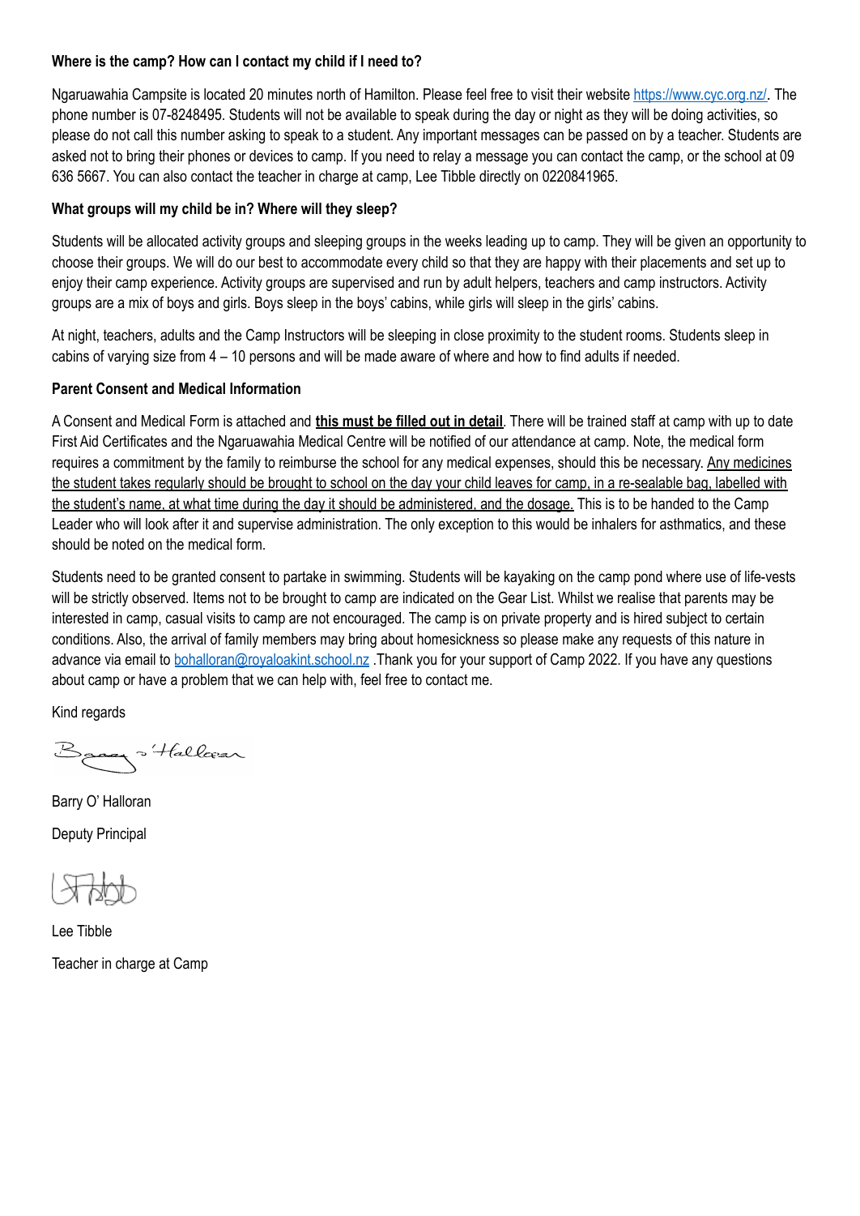**Where is the camp? How can I contact my child if I need to?**

Ngaruawahia Campsite is located 20 minutes north of Hamilton. Please feel free to visit their website [https://www.cyc.org.nz/](https://www.cyc.org.nz/). The phone number is 07-8248495. Students will not be available to speak during the day or night as they will be doing activities, so please do not call this number asking to speak to a student. Any important messages can be passed on by a teacher. Students are asked not to bring their phones or devices to camp. If you need to relay a message you can contact the camp, or the school at 09 636 5667. You can also contact the teacher in charge at camp, Lee Tibble directly on 0220841965.

**What groups will my child be in? Where will they sleep?**

Students will be allocated activity groups and sleeping groups in the weeks leading up to camp. They will be given an opportunity to choose their groups. We will do our best to accommodate every child so that they are happy with their placements and set up to enjoy their camp experience. Activity groups are supervised and run by adult helpers, teachers and camp instructors. Activity groups are a mix of boys and girls. Boys sleep in the boys' cabins, while girls will sleep in the girls' cabins.

At night, teachers, adults and the Camp Instructors will be sleeping in close proximity to the student rooms. Students sleep in cabins of varying size from 4 – 10 persons and will be made aware of where and how to find adults if needed.

**Parent Consent and Medical Information**

A Consent and Medical Form is attached and **this must be filled out in detail**. There will be trained staff at camp with up to date First Aid Certificates and the Ngaruawahia Medical Centre will be notified of our attendance at camp. Note, the medical form requires a commitment by the family to reimburse the school for any medical expenses, should this be necessary. Any medicines the student takes regularly should be brought to school on the day your child leaves for camp, in a re-sealable bag, labelled with the student's name, at what time during the day it should be administered, and the dosage. This is to be handed to the Camp Leader who will look after it and supervise administration. The only exception to this would be inhalers for asthmatics, and these should be noted on the medical form.

Students need to be granted consent to partake in swimming. Students will be kayaking on the camp pond where use of life-vests will be strictly observed. Items not to be brought to camp are indicated on the Gear List. Whilst we realise that parents may be interested in camp, casual visits to camp are not encouraged. The camp is on private property and is hired subject to certain conditions. Also, the arrival of family members may bring about homesickness so please make any requests of this nature in advance via email to [bohalloran@royaloakint.school.nz](mailto:bohalloran@royaloakint.school.nz) .Thank you for your support of Camp 2022. If you have any questions about camp or have a problem that we can help with, feel free to contact me.

Kind regards

Barry O' Halloran

Deputy Principal

Lee Tibble

Teacher in charge at Camp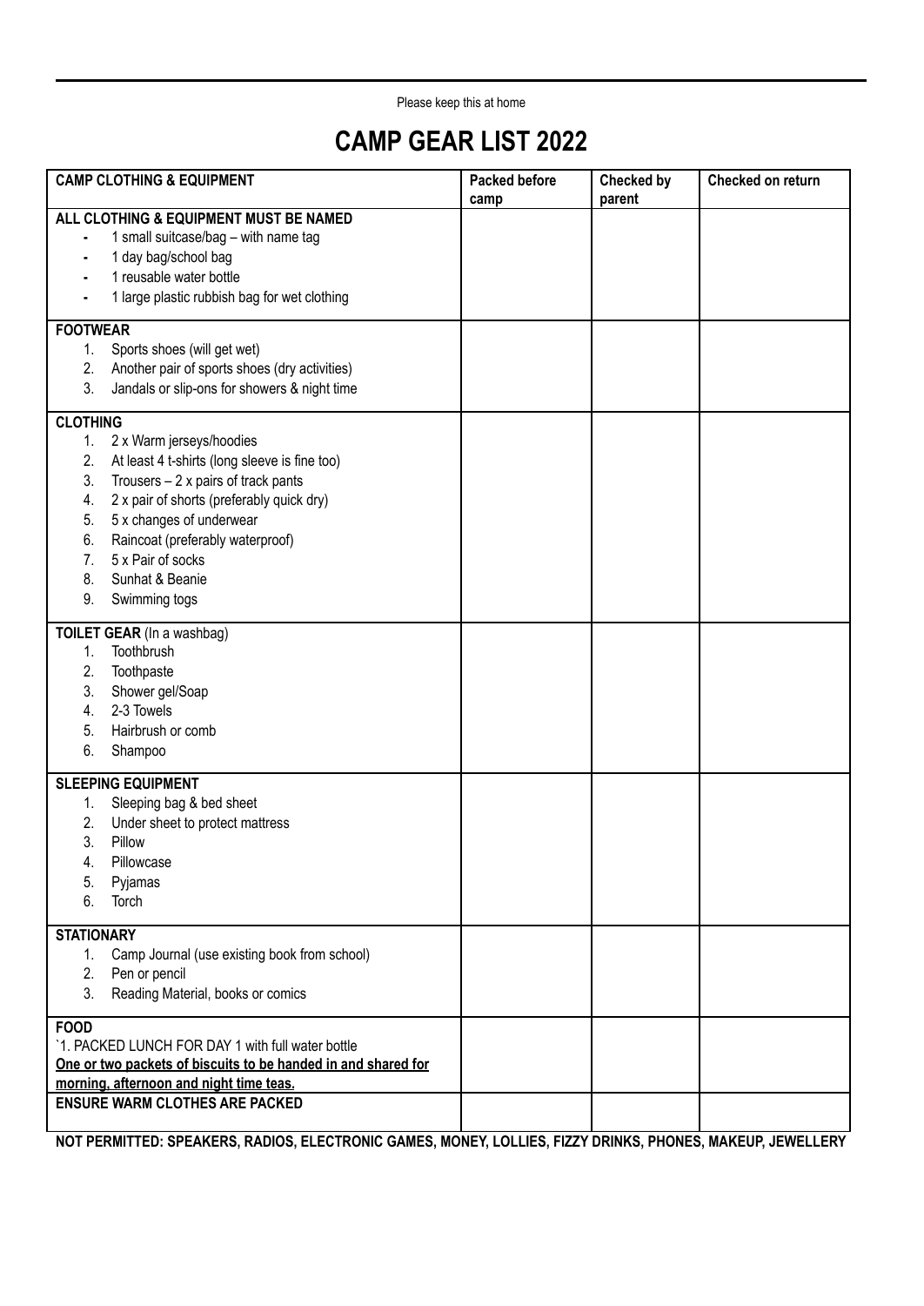Please keep this at home

# CAMP GEAR LIST 2022

| CAMP CLOTHING & EQUIPMENT | Packed before camp | Checked by parent | Checked on return |
|---|---|---|---|
| **ALL CLOTHING & EQUIPMENT MUST BE NAMED**<br>- 1 small suitcase/bag – with name tag<br>- 1 day bag/school bag<br>- 1 reusable water bottle<br>- 1 large plastic rubbish bag for wet clothing | | | |
| **FOOTWEAR**<br>1. Sports shoes (will get wet)<br>2. Another pair of sports shoes (dry activities)<br>3. Jandals or slip-ons for showers & night time | | | |
| **CLOTHING**<br>1. 2 x Warm jerseys/hoodies<br>2. At least 4 t-shirts (long sleeve is fine too)<br>3. Trousers – 2 x pairs of track pants<br>4. 2 x pair of shorts (preferably quick dry)<br>5. 5 x changes of underwear<br>6. Raincoat (preferably waterproof)<br>7. 5 x Pair of socks<br>8. Sunhat & Beanie<br>9. Swimming togs | | | |
| **TOILET GEAR** (In a washbag)<br>1. Toothbrush<br>2. Toothpaste<br>3. Shower gel/Soap<br>4. 2-3 Towels<br>5. Hairbrush or comb<br>6. Shampoo | | | |
| **SLEEPING EQUIPMENT**<br>1. Sleeping bag & bed sheet<br>2. Under sheet to protect mattress<br>3. Pillow<br>4. Pillowcase<br>5. Pyjamas<br>6. Torch | | | |
| **STATIONARY**<br>1. Camp Journal (use existing book from school)<br>2. Pen or pencil<br>3. Reading Material, books or comics | | | |
| **FOOD**<br>`1. PACKED LUNCH FOR DAY 1 with full water bottle<br>**One or two packets of biscuits to be handed in and shared for morning, afternoon and night time teas.** | | | |
| **ENSURE WARM CLOTHES ARE PACKED** | | | |

**NOT PERMITTED: SPEAKERS, RADIOS, ELECTRONIC GAMES, MONEY, LOLLIES, FIZZY DRINKS, PHONES, MAKEUP, JEWELLERY**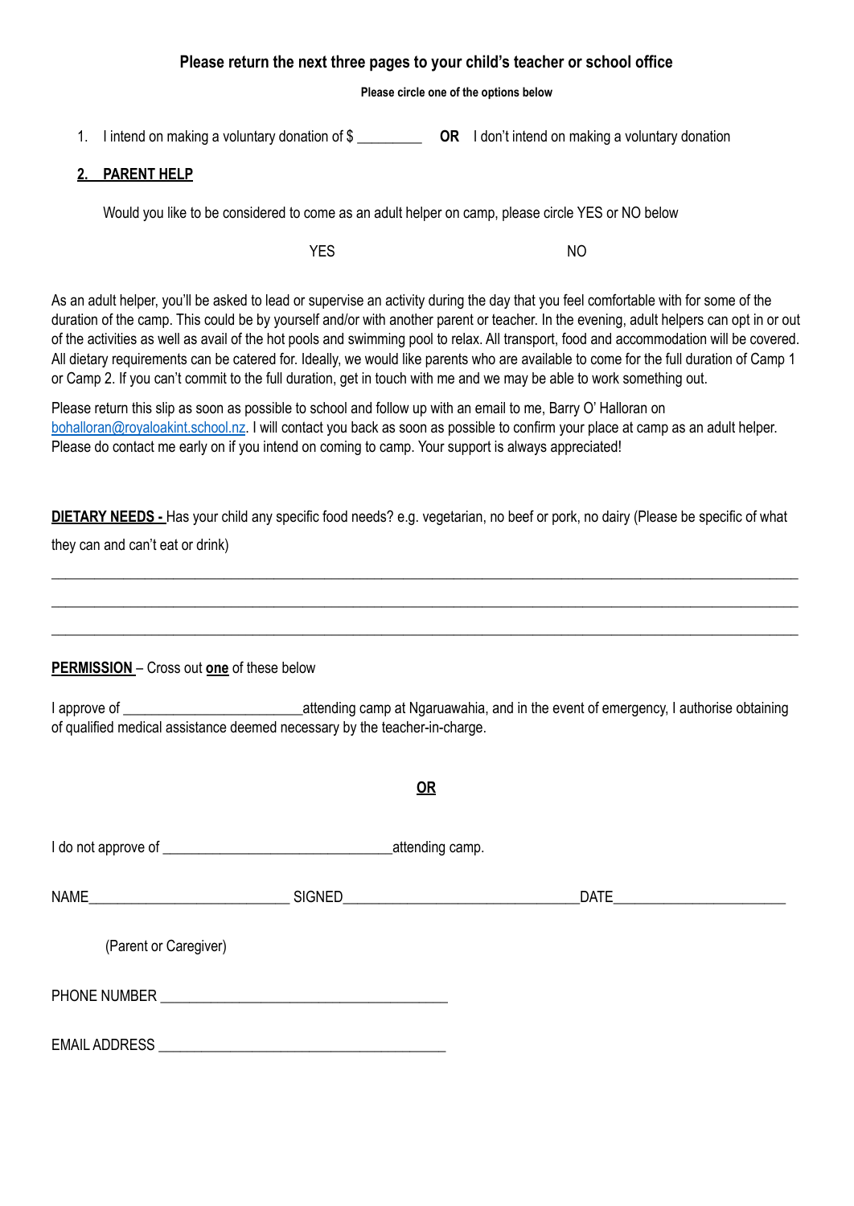**Please return the next three pages to your child's teacher or school office**

**Please circle one of the options below**

1. I intend on making a voluntary donation of $ _________ **OR** I don't intend on making a voluntary donation

**2. PARENT HELP**

Would you like to be considered to come as an adult helper on camp, please circle YES or NO below

YES NO

As an adult helper, you'll be asked to lead or supervise an activity during the day that you feel comfortable with for some of the duration of the camp. This could be by yourself and/or with another parent or teacher. In the evening, adult helpers can opt in or out of the activities as well as avail of the hot pools and swimming pool to relax. All transport, food and accommodation will be covered. All dietary requirements can be catered for. Ideally, we would like parents who are available to come for the full duration of Camp 1 or Camp 2. If you can't commit to the full duration, get in touch with me and we may be able to work something out.

Please return this slip as soon as possible to school and follow up with an email to me, Barry O' Halloran on bohalloran@royaloakint.school.nz. I will contact you back as soon as possible to confirm your place at camp as an adult helper. Please do contact me early on if you intend on coming to camp. Your support is always appreciated!

**DIETARY NEEDS -** Has your child any specific food needs? e.g. vegetarian, no beef or pork, no dairy (Please be specific of what they can and can't eat or drink)

___________________________________________________________________________

___________________________________________________________________________

___________________________________________________________________________

**PERMISSION** – Cross out **one** of these below

I approve of ________________________attending camp at Ngaruawahia, and in the event of emergency, I authorise obtaining of qualified medical assistance deemed necessary by the teacher-in-charge.

**OR**

I do not approve of ______________________________attending camp.

NAME__________________________ SIGNED______________________________DATE______________________

(Parent or Caregiver)

PHONE NUMBER _____________________________________

EMAIL ADDRESS _____________________________________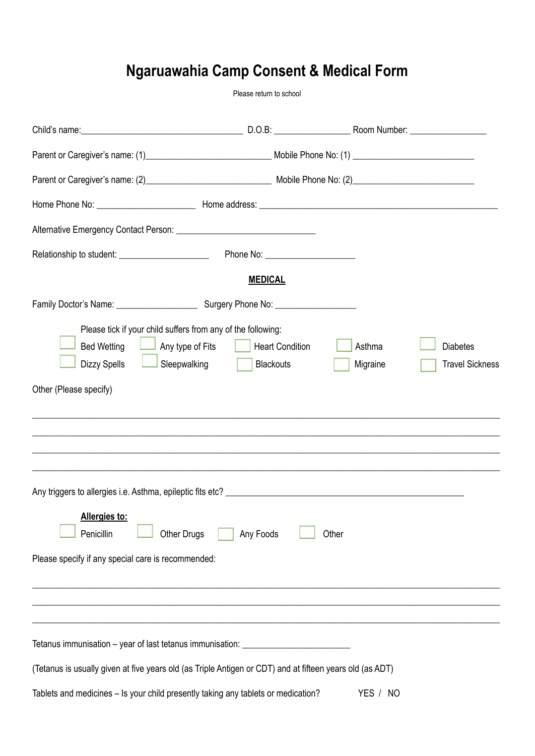# Ngaruawahia Camp Consent & Medical Form

Please return to school

Child's name:___________________________________ D.O.B: ________________ Room Number: ________________

Parent or Caregiver's name: (1)___________________________ Mobile Phone No: (1) __________________________

Parent or Caregiver's name: (2)___________________________ Mobile Phone No: (2)__________________________

Home Phone No: _____________________ Home address: ___________________________________________________

Alternative Emergency Contact Person: ______________________________

Relationship to student: ___________________ Phone No: ___________________

**MEDICAL**

Family Doctor's Name: _________________ Surgery Phone No: _________________

Please tick if your child suffers from any of the following:

☐ Bed Wetting ☐ Any type of Fits ☐ Heart Condition ☐ Asthma ☐ Diabetes

☐ Dizzy Spells ☐ Sleepwalking ☐ Blackouts ☐ Migraine ☐ Travel Sickness

Other (Please specify)

____________________________________________________________________________________________________

____________________________________________________________________________________________________

____________________________________________________________________________________________________

____________________________________________________________________________________________________

Any triggers to allergies i.e. Asthma, epileptic fits etc? ____________________________________________________

**Allergies to:**

☐ Penicillin ☐ Other Drugs ☐ Any Foods ☐ Other

Please specify if any special care is recommended:

____________________________________________________________________________________________________

____________________________________________________________________________________________________

____________________________________________________________________________________________________

Tetanus immunisation – year of last tetanus immunisation: ______________________

(Tetanus is usually given at five years old (as Triple Antigen or CDT) and at fifteen years old (as ADT)

Tablets and medicines – Is your child presently taking any tablets or medication? YES / NO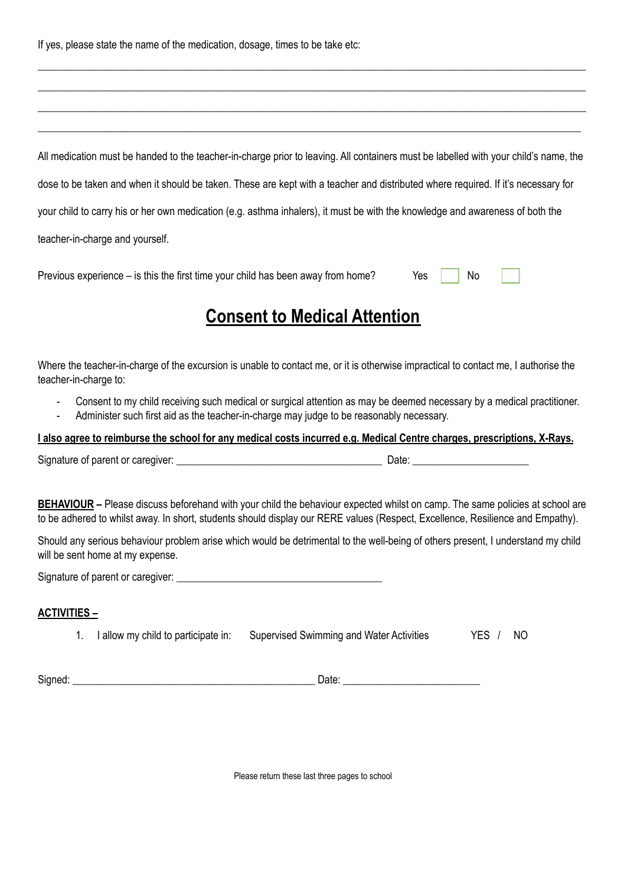If yes, please state the name of the medication, dosage, times to be take etc:

_______________________________________________________________________________________________

_______________________________________________________________________________________________

_______________________________________________________________________________________________

_______________________________________________________________________________________________

All medication must be handed to the teacher-in-charge prior to leaving. All containers must be labelled with your child's name, the dose to be taken and when it should be taken. These are kept with a teacher and distributed where required. If it's necessary for your child to carry his or her own medication (e.g. asthma inhalers), it must be with the knowledge and awareness of both the teacher-in-charge and yourself.

Previous experience – is this the first time your child has been away from home? Yes ☐ No ☐

# Consent to Medical Attention

Where the teacher-in-charge of the excursion is unable to contact me, or it is otherwise impractical to contact me, I authorise the teacher-in-charge to:

- Consent to my child receiving such medical or surgical attention as may be deemed necessary by a medical practitioner.
- Administer such first aid as the teacher-in-charge may judge to be reasonably necessary.

**I also agree to reimburse the school for any medical costs incurred e.g. Medical Centre charges, prescriptions, X-Rays.**

Signature of parent or caregiver: ______________________________________ Date: _____________________

**BEHAVIOUR –** Please discuss beforehand with your child the behaviour expected whilst on camp. The same policies at school are to be adhered to whilst away. In short, students should display our RERE values (Respect, Excellence, Resilience and Empathy).

Should any serious behaviour problem arise which would be detrimental to the well-being of others present, I understand my child will be sent home at my expense.

Signature of parent or caregiver: ______________________________________

**ACTIVITIES –**

1. I allow my child to participate in: Supervised Swimming and Water Activities YES / NO

Signed: ____________________________________________ Date: _________________________

Please return these last three pages to school